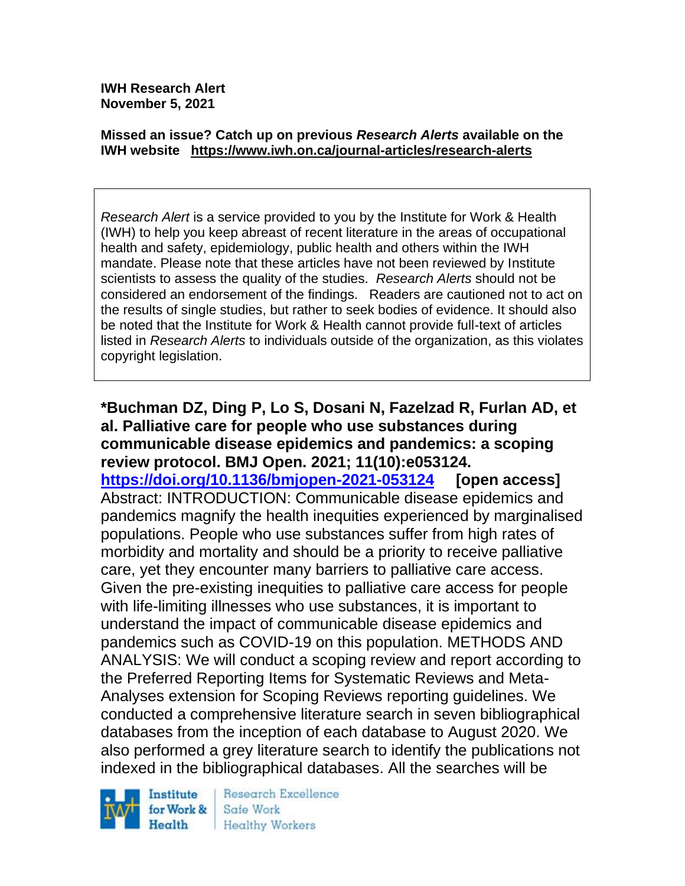**IWH Research Alert**
**November 5, 2021**

**Missed an issue? Catch up on previous *Research Alerts* available on the IWH website https://www.iwh.on.ca/journal-articles/research-alerts**

*Research Alert* is a service provided to you by the Institute for Work & Health (IWH) to help you keep abreast of recent literature in the areas of occupational health and safety, epidemiology, public health and others within the IWH mandate. Please note that these articles have not been reviewed by Institute scientists to assess the quality of the studies. *Research Alerts* should not be considered an endorsement of the findings. Readers are cautioned not to act on the results of single studies, but rather to seek bodies of evidence. It should also be noted that the Institute for Work & Health cannot provide full-text of articles listed in *Research Alerts* to individuals outside of the organization, as this violates copyright legislation.

**\*Buchman DZ, Ding P, Lo S, Dosani N, Fazelzad R, Furlan AD, et al. Palliative care for people who use substances during communicable disease epidemics and pandemics: a scoping review protocol. BMJ Open. 2021; 11(10):e053124.**
**https://doi.org/10.1136/bmjopen-2021-053124** **[open access]**
Abstract: INTRODUCTION: Communicable disease epidemics and pandemics magnify the health inequities experienced by marginalised populations. People who use substances suffer from high rates of morbidity and mortality and should be a priority to receive palliative care, yet they encounter many barriers to palliative care access. Given the pre-existing inequities to palliative care access for people with life-limiting illnesses who use substances, it is important to understand the impact of communicable disease epidemics and pandemics such as COVID-19 on this population. METHODS AND ANALYSIS: We will conduct a scoping review and report according to the Preferred Reporting Items for Systematic Reviews and Meta-Analyses extension for Scoping Reviews reporting guidelines. We conducted a comprehensive literature search in seven bibliographical databases from the inception of each database to August 2020. We also performed a grey literature search to identify the publications not indexed in the bibliographical databases. All the searches will be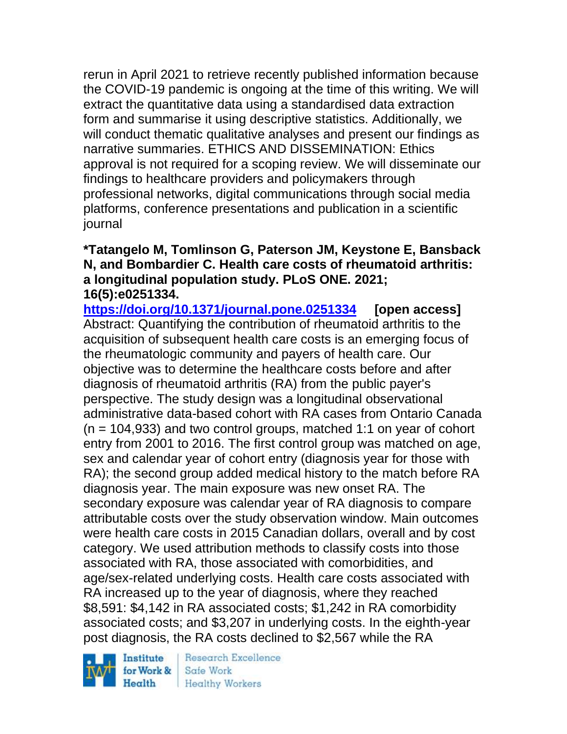rerun in April 2021 to retrieve recently published information because the COVID-19 pandemic is ongoing at the time of this writing. We will extract the quantitative data using a standardised data extraction form and summarise it using descriptive statistics. Additionally, we will conduct thematic qualitative analyses and present our findings as narrative summaries. ETHICS AND DISSEMINATION: Ethics approval is not required for a scoping review. We will disseminate our findings to healthcare providers and policymakers through professional networks, digital communications through social media platforms, conference presentations and publication in a scientific journal

**\*Tatangelo M, Tomlinson G, Paterson JM, Keystone E, Bansback N, and Bombardier C. Health care costs of rheumatoid arthritis: a longitudinal population study. PLoS ONE. 2021; 16(5):e0251334.**

**https://doi.org/10.1371/journal.pone.0251334 [open access]**

Abstract: Quantifying the contribution of rheumatoid arthritis to the acquisition of subsequent health care costs is an emerging focus of the rheumatologic community and payers of health care. Our objective was to determine the healthcare costs before and after diagnosis of rheumatoid arthritis (RA) from the public payer's perspective. The study design was a longitudinal observational administrative data-based cohort with RA cases from Ontario Canada (n = 104,933) and two control groups, matched 1:1 on year of cohort entry from 2001 to 2016. The first control group was matched on age, sex and calendar year of cohort entry (diagnosis year for those with RA); the second group added medical history to the match before RA diagnosis year. The main exposure was new onset RA. The secondary exposure was calendar year of RA diagnosis to compare attributable costs over the study observation window. Main outcomes were health care costs in 2015 Canadian dollars, overall and by cost category. We used attribution methods to classify costs into those associated with RA, those associated with comorbidities, and age/sex-related underlying costs. Health care costs associated with RA increased up to the year of diagnosis, where they reached $8,591: $4,142 in RA associated costs; $1,242 in RA comorbidity associated costs; and $3,207 in underlying costs. In the eighth-year post diagnosis, the RA costs declined to $2,567 while the RA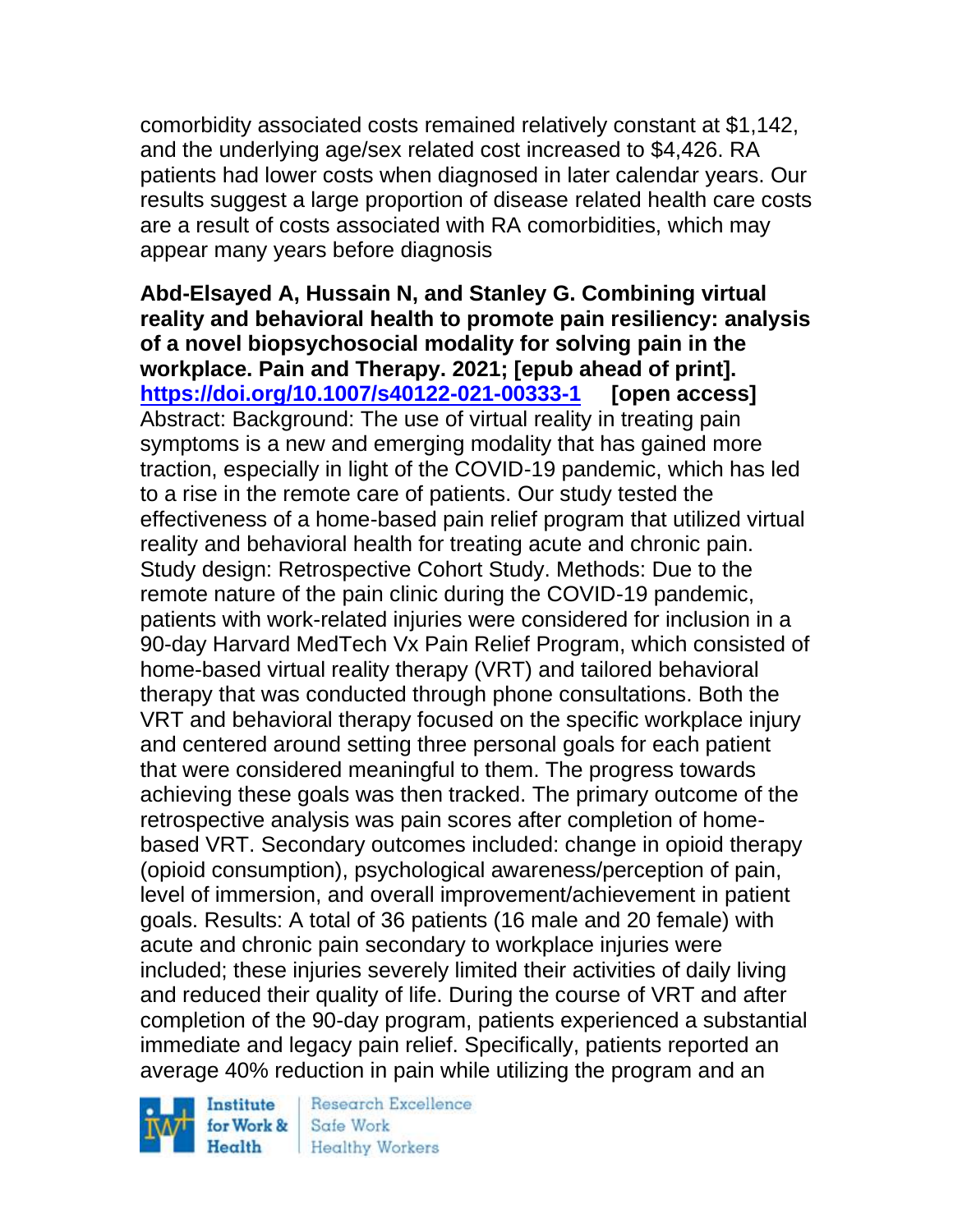comorbidity associated costs remained relatively constant at $1,142, and the underlying age/sex related cost increased to $4,426. RA patients had lower costs when diagnosed in later calendar years. Our results suggest a large proportion of disease related health care costs are a result of costs associated with RA comorbidities, which may appear many years before diagnosis

**Abd-Elsayed A, Hussain N, and Stanley G. Combining virtual reality and behavioral health to promote pain resiliency: analysis of a novel biopsychosocial modality for solving pain in the workplace. Pain and Therapy. 2021; [epub ahead of print]. https://doi.org/10.1007/s40122-021-00333-1 [open access]**
Abstract: Background: The use of virtual reality in treating pain symptoms is a new and emerging modality that has gained more traction, especially in light of the COVID-19 pandemic, which has led to a rise in the remote care of patients. Our study tested the effectiveness of a home-based pain relief program that utilized virtual reality and behavioral health for treating acute and chronic pain. Study design: Retrospective Cohort Study. Methods: Due to the remote nature of the pain clinic during the COVID-19 pandemic, patients with work-related injuries were considered for inclusion in a 90-day Harvard MedTech Vx Pain Relief Program, which consisted of home-based virtual reality therapy (VRT) and tailored behavioral therapy that was conducted through phone consultations. Both the VRT and behavioral therapy focused on the specific workplace injury and centered around setting three personal goals for each patient that were considered meaningful to them. The progress towards achieving these goals was then tracked. The primary outcome of the retrospective analysis was pain scores after completion of home-based VRT. Secondary outcomes included: change in opioid therapy (opioid consumption), psychological awareness/perception of pain, level of immersion, and overall improvement/achievement in patient goals. Results: A total of 36 patients (16 male and 20 female) with acute and chronic pain secondary to workplace injuries were included; these injuries severely limited their activities of daily living and reduced their quality of life. During the course of VRT and after completion of the 90-day program, patients experienced a substantial immediate and legacy pain relief. Specifically, patients reported an average 40% reduction in pain while utilizing the program and an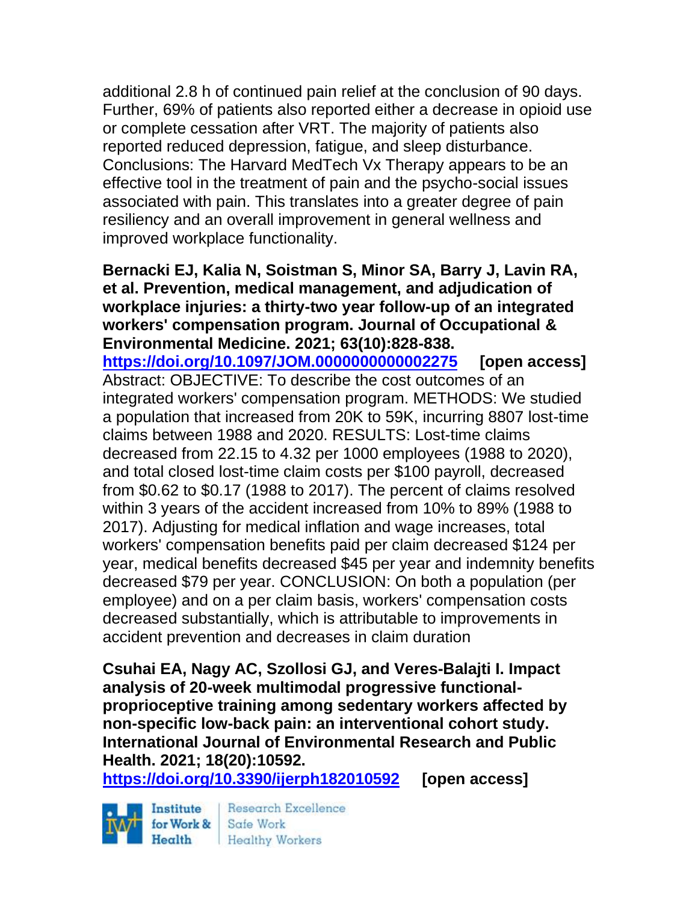additional 2.8 h of continued pain relief at the conclusion of 90 days. Further, 69% of patients also reported either a decrease in opioid use or complete cessation after VRT. The majority of patients also reported reduced depression, fatigue, and sleep disturbance. Conclusions: The Harvard MedTech Vx Therapy appears to be an effective tool in the treatment of pain and the psycho-social issues associated with pain. This translates into a greater degree of pain resiliency and an overall improvement in general wellness and improved workplace functionality.

**Bernacki EJ, Kalia N, Soistman S, Minor SA, Barry J, Lavin RA, et al. Prevention, medical management, and adjudication of workplace injuries: a thirty-two year follow-up of an integrated workers' compensation program. Journal of Occupational & Environmental Medicine. 2021; 63(10):828-838. https://doi.org/10.1097/JOM.0000000000002275 [open access]**

Abstract: OBJECTIVE: To describe the cost outcomes of an integrated workers' compensation program. METHODS: We studied a population that increased from 20K to 59K, incurring 8807 lost-time claims between 1988 and 2020. RESULTS: Lost-time claims decreased from 22.15 to 4.32 per 1000 employees (1988 to 2020), and total closed lost-time claim costs per $100 payroll, decreased from $0.62 to $0.17 (1988 to 2017). The percent of claims resolved within 3 years of the accident increased from 10% to 89% (1988 to 2017). Adjusting for medical inflation and wage increases, total workers' compensation benefits paid per claim decreased $124 per year, medical benefits decreased $45 per year and indemnity benefits decreased $79 per year. CONCLUSION: On both a population (per employee) and on a per claim basis, workers' compensation costs decreased substantially, which is attributable to improvements in accident prevention and decreases in claim duration

**Csuhai EA, Nagy AC, Szollosi GJ, and Veres-Balajti I. Impact analysis of 20-week multimodal progressive functional-proprioceptive training among sedentary workers affected by non-specific low-back pain: an interventional cohort study. International Journal of Environmental Research and Public Health. 2021; 18(20):10592. https://doi.org/10.3390/ijerph182010592 [open access]**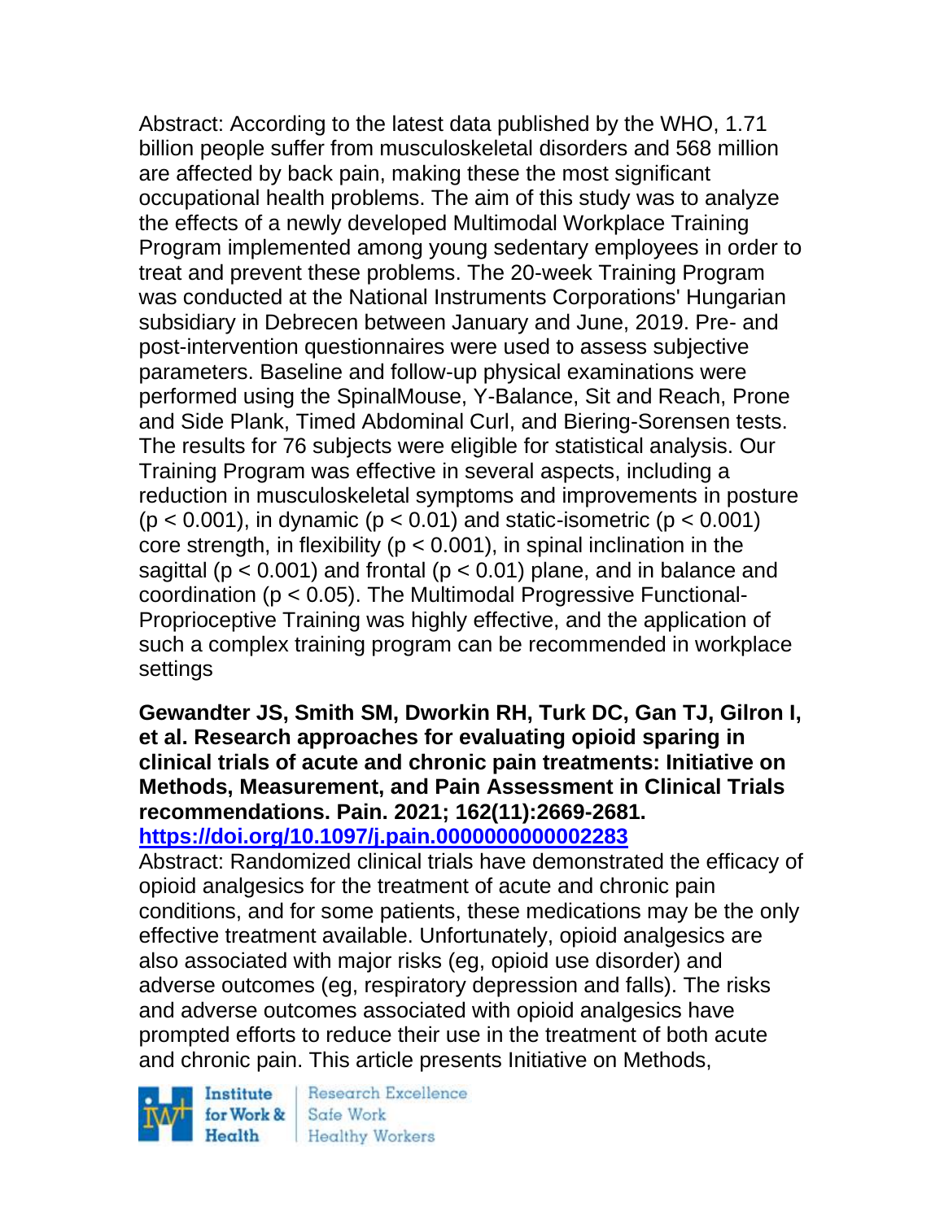Abstract: According to the latest data published by the WHO, 1.71 billion people suffer from musculoskeletal disorders and 568 million are affected by back pain, making these the most significant occupational health problems. The aim of this study was to analyze the effects of a newly developed Multimodal Workplace Training Program implemented among young sedentary employees in order to treat and prevent these problems. The 20-week Training Program was conducted at the National Instruments Corporations' Hungarian subsidiary in Debrecen between January and June, 2019. Pre- and post-intervention questionnaires were used to assess subjective parameters. Baseline and follow-up physical examinations were performed using the SpinalMouse, Y-Balance, Sit and Reach, Prone and Side Plank, Timed Abdominal Curl, and Biering-Sorensen tests. The results for 76 subjects were eligible for statistical analysis. Our Training Program was effective in several aspects, including a reduction in musculoskeletal symptoms and improvements in posture ($p < 0.001$), in dynamic ($p < 0.01$) and static-isometric ($p < 0.001$) core strength, in flexibility ($p < 0.001$), in spinal inclination in the sagittal ($p < 0.001$) and frontal ($p < 0.01$) plane, and in balance and coordination ($p < 0.05$). The Multimodal Progressive Functional-Proprioceptive Training was highly effective, and the application of such a complex training program can be recommended in workplace settings

**Gewandter JS, Smith SM, Dworkin RH, Turk DC, Gan TJ, Gilron I, et al. Research approaches for evaluating opioid sparing in clinical trials of acute and chronic pain treatments: Initiative on Methods, Measurement, and Pain Assessment in Clinical Trials recommendations. Pain. 2021; 162(11):2669-2681.**
**https://doi.org/10.1097/j.pain.0000000000002283**
Abstract: Randomized clinical trials have demonstrated the efficacy of opioid analgesics for the treatment of acute and chronic pain conditions, and for some patients, these medications may be the only effective treatment available. Unfortunately, opioid analgesics are also associated with major risks (eg, opioid use disorder) and adverse outcomes (eg, respiratory depression and falls). The risks and adverse outcomes associated with opioid analgesics have prompted efforts to reduce their use in the treatment of both acute and chronic pain. This article presents Initiative on Methods,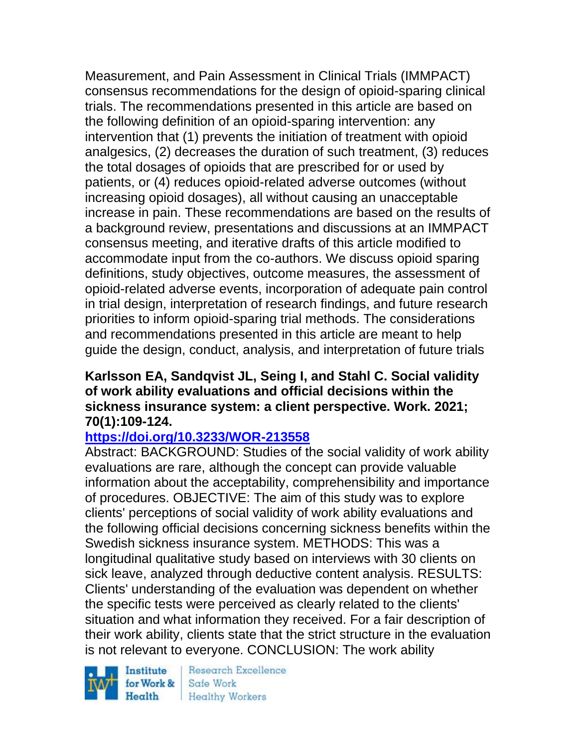Measurement, and Pain Assessment in Clinical Trials (IMMPACT) consensus recommendations for the design of opioid-sparing clinical trials. The recommendations presented in this article are based on the following definition of an opioid-sparing intervention: any intervention that (1) prevents the initiation of treatment with opioid analgesics, (2) decreases the duration of such treatment, (3) reduces the total dosages of opioids that are prescribed for or used by patients, or (4) reduces opioid-related adverse outcomes (without increasing opioid dosages), all without causing an unacceptable increase in pain. These recommendations are based on the results of a background review, presentations and discussions at an IMMPACT consensus meeting, and iterative drafts of this article modified to accommodate input from the co-authors. We discuss opioid sparing definitions, study objectives, outcome measures, the assessment of opioid-related adverse events, incorporation of adequate pain control in trial design, interpretation of research findings, and future research priorities to inform opioid-sparing trial methods. The considerations and recommendations presented in this article are meant to help guide the design, conduct, analysis, and interpretation of future trials

**Karlsson EA, Sandqvist JL, Seing I, and Stahl C. Social validity of work ability evaluations and official decisions within the sickness insurance system: a client perspective. Work. 2021; 70(1):109-124.**

**https://doi.org/10.3233/WOR-213558**

Abstract: BACKGROUND: Studies of the social validity of work ability evaluations are rare, although the concept can provide valuable information about the acceptability, comprehensibility and importance of procedures. OBJECTIVE: The aim of this study was to explore clients' perceptions of social validity of work ability evaluations and the following official decisions concerning sickness benefits within the Swedish sickness insurance system. METHODS: This was a longitudinal qualitative study based on interviews with 30 clients on sick leave, analyzed through deductive content analysis. RESULTS: Clients' understanding of the evaluation was dependent on whether the specific tests were perceived as clearly related to the clients' situation and what information they received. For a fair description of their work ability, clients state that the strict structure in the evaluation is not relevant to everyone. CONCLUSION: The work ability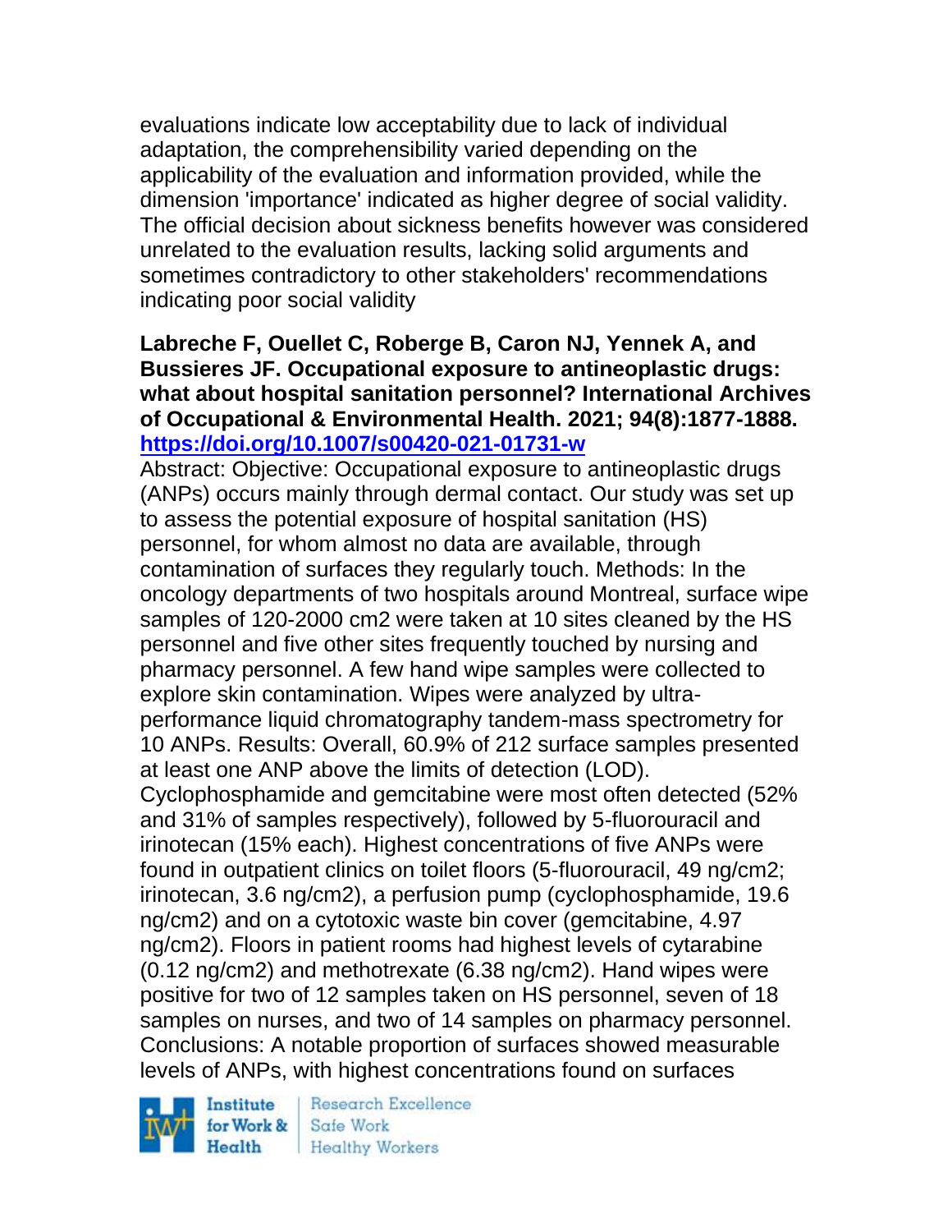evaluations indicate low acceptability due to lack of individual adaptation, the comprehensibility varied depending on the applicability of the evaluation and information provided, while the dimension 'importance' indicated as higher degree of social validity. The official decision about sickness benefits however was considered unrelated to the evaluation results, lacking solid arguments and sometimes contradictory to other stakeholders' recommendations indicating poor social validity

**Labreche F, Ouellet C, Roberge B, Caron NJ, Yennek A, and Bussieres JF. Occupational exposure to antineoplastic drugs: what about hospital sanitation personnel? International Archives of Occupational & Environmental Health. 2021; 94(8):1877-1888. https://doi.org/10.1007/s00420-021-01731-w**

Abstract: Objective: Occupational exposure to antineoplastic drugs (ANPs) occurs mainly through dermal contact. Our study was set up to assess the potential exposure of hospital sanitation (HS) personnel, for whom almost no data are available, through contamination of surfaces they regularly touch. Methods: In the oncology departments of two hospitals around Montreal, surface wipe samples of 120-2000 cm2 were taken at 10 sites cleaned by the HS personnel and five other sites frequently touched by nursing and pharmacy personnel. A few hand wipe samples were collected to explore skin contamination. Wipes were analyzed by ultra-performance liquid chromatography tandem-mass spectrometry for 10 ANPs. Results: Overall, 60.9% of 212 surface samples presented at least one ANP above the limits of detection (LOD). Cyclophosphamide and gemcitabine were most often detected (52% and 31% of samples respectively), followed by 5-fluorouracil and irinotecan (15% each). Highest concentrations of five ANPs were found in outpatient clinics on toilet floors (5-fluorouracil, 49 ng/cm2; irinotecan, 3.6 ng/cm2), a perfusion pump (cyclophosphamide, 19.6 ng/cm2) and on a cytotoxic waste bin cover (gemcitabine, 4.97 ng/cm2). Floors in patient rooms had highest levels of cytarabine (0.12 ng/cm2) and methotrexate (6.38 ng/cm2). Hand wipes were positive for two of 12 samples taken on HS personnel, seven of 18 samples on nurses, and two of 14 samples on pharmacy personnel. Conclusions: A notable proportion of surfaces showed measurable levels of ANPs, with highest concentrations found on surfaces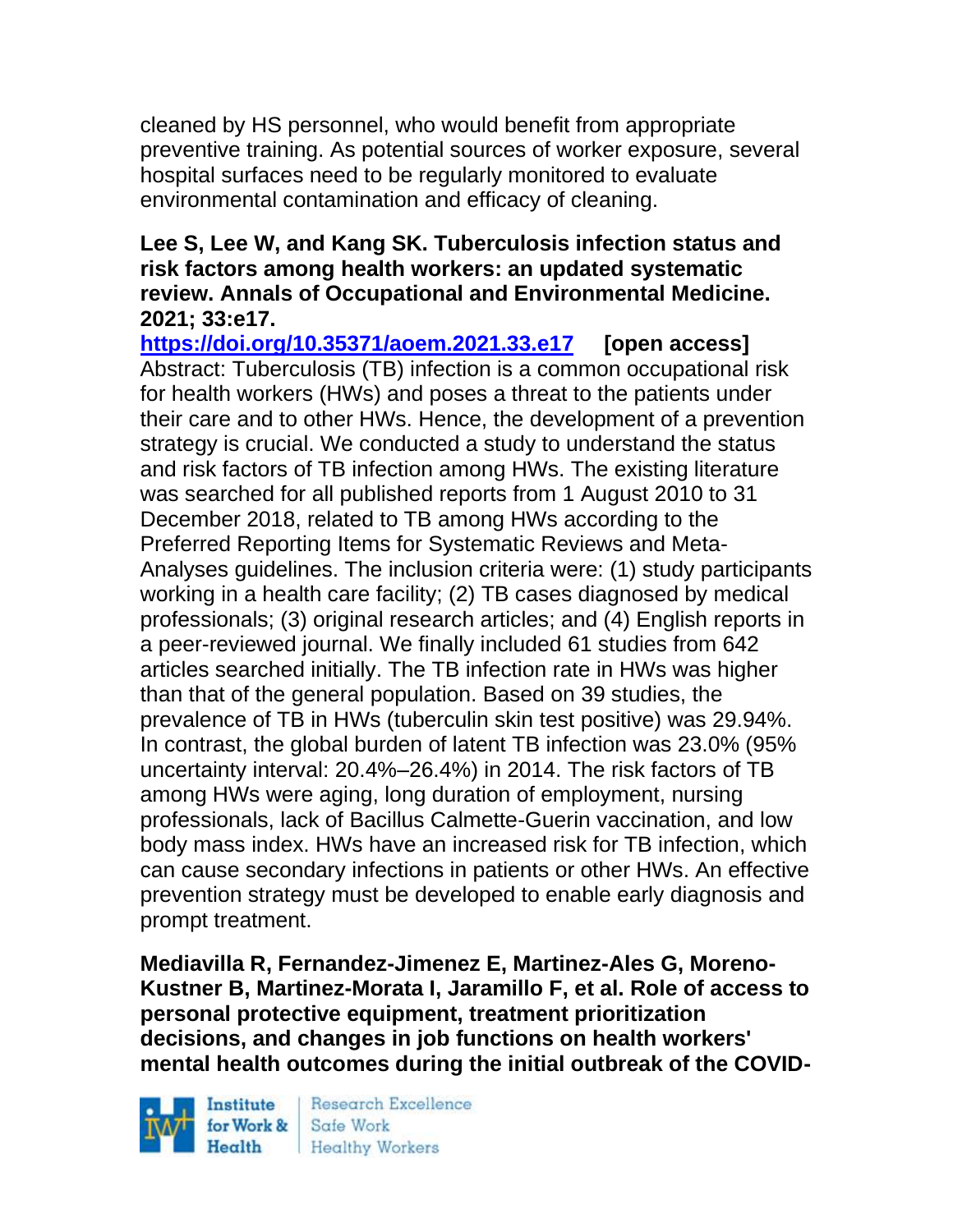cleaned by HS personnel, who would benefit from appropriate preventive training. As potential sources of worker exposure, several hospital surfaces need to be regularly monitored to evaluate environmental contamination and efficacy of cleaning.

**Lee S, Lee W, and Kang SK. Tuberculosis infection status and risk factors among health workers: an updated systematic review. Annals of Occupational and Environmental Medicine. 2021; 33:e17.**

https://doi.org/10.35371/aoem.2021.33.e17 **[open access]**

Abstract: Tuberculosis (TB) infection is a common occupational risk for health workers (HWs) and poses a threat to the patients under their care and to other HWs. Hence, the development of a prevention strategy is crucial. We conducted a study to understand the status and risk factors of TB infection among HWs. The existing literature was searched for all published reports from 1 August 2010 to 31 December 2018, related to TB among HWs according to the Preferred Reporting Items for Systematic Reviews and Meta-Analyses guidelines. The inclusion criteria were: (1) study participants working in a health care facility; (2) TB cases diagnosed by medical professionals; (3) original research articles; and (4) English reports in a peer-reviewed journal. We finally included 61 studies from 642 articles searched initially. The TB infection rate in HWs was higher than that of the general population. Based on 39 studies, the prevalence of TB in HWs (tuberculin skin test positive) was 29.94%. In contrast, the global burden of latent TB infection was 23.0% (95% uncertainty interval: 20.4%–26.4%) in 2014. The risk factors of TB among HWs were aging, long duration of employment, nursing professionals, lack of Bacillus Calmette-Guerin vaccination, and low body mass index. HWs have an increased risk for TB infection, which can cause secondary infections in patients or other HWs. An effective prevention strategy must be developed to enable early diagnosis and prompt treatment.

**Mediavilla R, Fernandez-Jimenez E, Martinez-Ales G, Moreno-Kustner B, Martinez-Morata I, Jaramillo F, et al. Role of access to personal protective equipment, treatment prioritization decisions, and changes in job functions on health workers' mental health outcomes during the initial outbreak of the COVID-**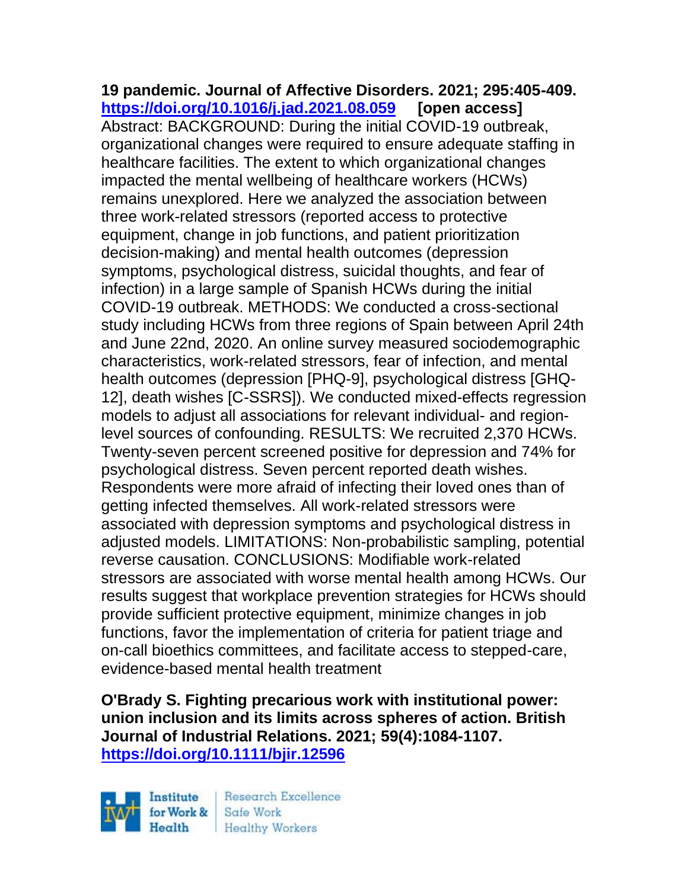**19 pandemic. Journal of Affective Disorders. 2021; 295:405-409. https://doi.org/10.1016/j.jad.2021.08.059 [open access]**

Abstract: BACKGROUND: During the initial COVID-19 outbreak, organizational changes were required to ensure adequate staffing in healthcare facilities. The extent to which organizational changes impacted the mental wellbeing of healthcare workers (HCWs) remains unexplored. Here we analyzed the association between three work-related stressors (reported access to protective equipment, change in job functions, and patient prioritization decision-making) and mental health outcomes (depression symptoms, psychological distress, suicidal thoughts, and fear of infection) in a large sample of Spanish HCWs during the initial COVID-19 outbreak. METHODS: We conducted a cross-sectional study including HCWs from three regions of Spain between April 24th and June 22nd, 2020. An online survey measured sociodemographic characteristics, work-related stressors, fear of infection, and mental health outcomes (depression [PHQ-9], psychological distress [GHQ-12], death wishes [C-SSRS]). We conducted mixed-effects regression models to adjust all associations for relevant individual- and region-level sources of confounding. RESULTS: We recruited 2,370 HCWs. Twenty-seven percent screened positive for depression and 74% for psychological distress. Seven percent reported death wishes. Respondents were more afraid of infecting their loved ones than of getting infected themselves. All work-related stressors were associated with depression symptoms and psychological distress in adjusted models. LIMITATIONS: Non-probabilistic sampling, potential reverse causation. CONCLUSIONS: Modifiable work-related stressors are associated with worse mental health among HCWs. Our results suggest that workplace prevention strategies for HCWs should provide sufficient protective equipment, minimize changes in job functions, favor the implementation of criteria for patient triage and on-call bioethics committees, and facilitate access to stepped-care, evidence-based mental health treatment

**O'Brady S. Fighting precarious work with institutional power: union inclusion and its limits across spheres of action. British Journal of Industrial Relations. 2021; 59(4):1084-1107. https://doi.org/10.1111/bjir.12596**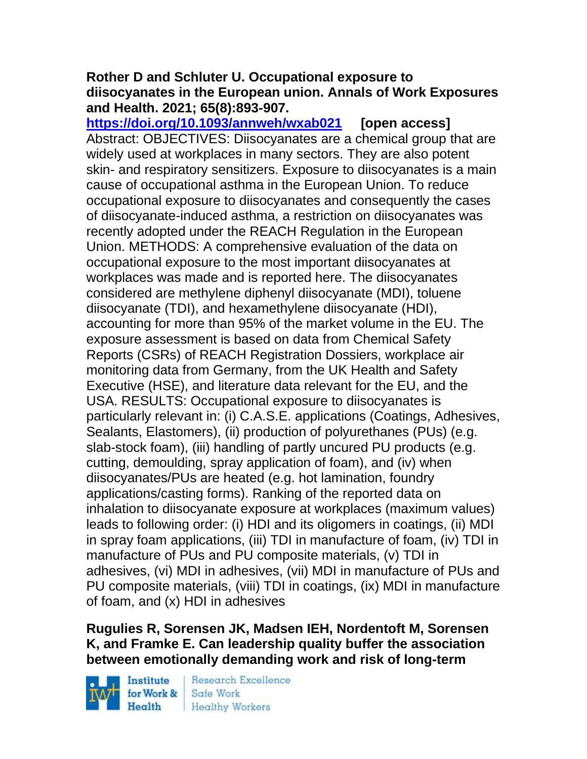**Rother D and Schluter U. Occupational exposure to diisocyanates in the European union. Annals of Work Exposures and Health. 2021; 65(8):893-907.**

https://doi.org/10.1093/annweh/wxab021 **[open access]**

Abstract: OBJECTIVES: Diisocyanates are a chemical group that are widely used at workplaces in many sectors. They are also potent skin- and respiratory sensitizers. Exposure to diisocyanates is a main cause of occupational asthma in the European Union. To reduce occupational exposure to diisocyanates and consequently the cases of diisocyanate-induced asthma, a restriction on diisocyanates was recently adopted under the REACH Regulation in the European Union. METHODS: A comprehensive evaluation of the data on occupational exposure to the most important diisocyanates at workplaces was made and is reported here. The diisocyanates considered are methylene diphenyl diisocyanate (MDI), toluene diisocyanate (TDI), and hexamethylene diisocyanate (HDI), accounting for more than 95% of the market volume in the EU. The exposure assessment is based on data from Chemical Safety Reports (CSRs) of REACH Registration Dossiers, workplace air monitoring data from Germany, from the UK Health and Safety Executive (HSE), and literature data relevant for the EU, and the USA. RESULTS: Occupational exposure to diisocyanates is particularly relevant in: (i) C.A.S.E. applications (Coatings, Adhesives, Sealants, Elastomers), (ii) production of polyurethanes (PUs) (e.g. slab-stock foam), (iii) handling of partly uncured PU products (e.g. cutting, demoulding, spray application of foam), and (iv) when diisocyanates/PUs are heated (e.g. hot lamination, foundry applications/casting forms). Ranking of the reported data on inhalation to diisocyanate exposure at workplaces (maximum values) leads to following order: (i) HDI and its oligomers in coatings, (ii) MDI in spray foam applications, (iii) TDI in manufacture of foam, (iv) TDI in manufacture of PUs and PU composite materials, (v) TDI in adhesives, (vi) MDI in adhesives, (vii) MDI in manufacture of PUs and PU composite materials, (viii) TDI in coatings, (ix) MDI in manufacture of foam, and (x) HDI in adhesives

**Rugulies R, Sorensen JK, Madsen IEH, Nordentoft M, Sorensen K, and Framke E. Can leadership quality buffer the association between emotionally demanding work and risk of long-term**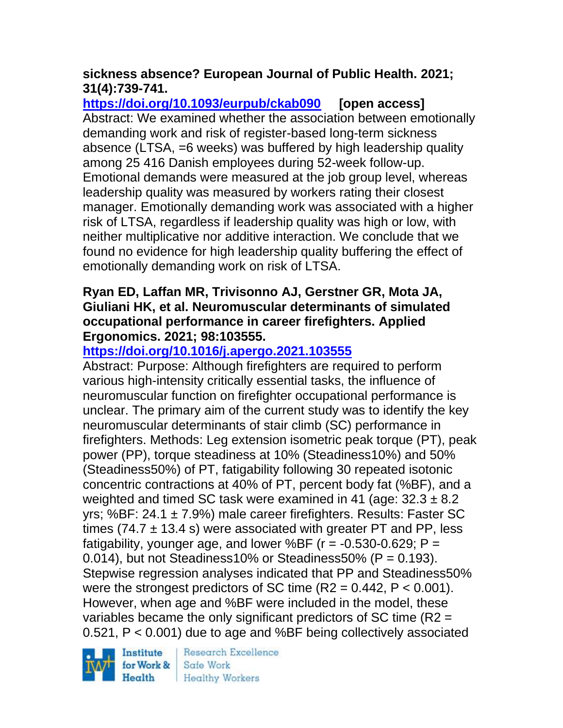**sickness absence? European Journal of Public Health. 2021; 31(4):739-741.**

**https://doi.org/10.1093/eurpub/ckab090** **[open access]**

Abstract: We examined whether the association between emotionally demanding work and risk of register-based long-term sickness absence (LTSA, =6 weeks) was buffered by high leadership quality among 25 416 Danish employees during 52-week follow-up. Emotional demands were measured at the job group level, whereas leadership quality was measured by workers rating their closest manager. Emotionally demanding work was associated with a higher risk of LTSA, regardless if leadership quality was high or low, with neither multiplicative nor additive interaction. We conclude that we found no evidence for high leadership quality buffering the effect of emotionally demanding work on risk of LTSA.

**Ryan ED, Laffan MR, Trivisonno AJ, Gerstner GR, Mota JA, Giuliani HK, et al. Neuromuscular determinants of simulated occupational performance in career firefighters. Applied Ergonomics. 2021; 98:103555.**

**https://doi.org/10.1016/j.apergo.2021.103555**

Abstract: Purpose: Although firefighters are required to perform various high-intensity critically essential tasks, the influence of neuromuscular function on firefighter occupational performance is unclear. The primary aim of the current study was to identify the key neuromuscular determinants of stair climb (SC) performance in firefighters. Methods: Leg extension isometric peak torque (PT), peak power (PP), torque steadiness at 10% (Steadiness10%) and 50% (Steadiness50%) of PT, fatigability following 30 repeated isotonic concentric contractions at 40% of PT, percent body fat (%BF), and a weighted and timed SC task were examined in 41 (age: 32.3 ± 8.2 yrs; %BF: 24.1 ± 7.9%) male career firefighters. Results: Faster SC times (74.7 ± 13.4 s) were associated with greater PT and PP, less fatigability, younger age, and lower %BF ($r = -0.530-0.629$; $P = 0.014$), but not Steadiness10% or Steadiness50% ($P = 0.193$). Stepwise regression analyses indicated that PP and Steadiness50% were the strongest predictors of SC time ($R2 = 0.442$, $P < 0.001$). However, when age and %BF were included in the model, these variables became the only significant predictors of SC time ($R2 = 0.521$, $P < 0.001$) due to age and %BF being collectively associated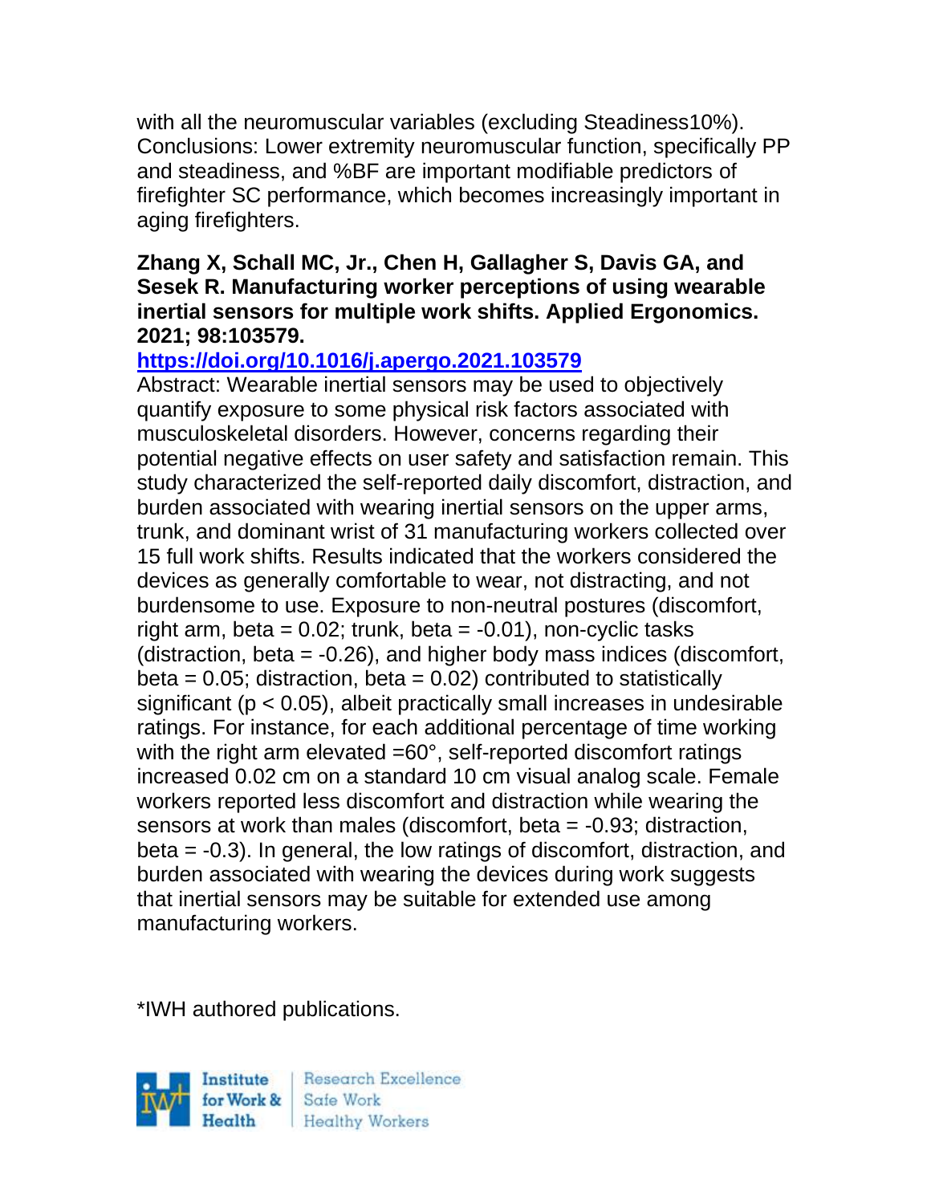with all the neuromuscular variables (excluding Steadiness10%). Conclusions: Lower extremity neuromuscular function, specifically PP and steadiness, and %BF are important modifiable predictors of firefighter SC performance, which becomes increasingly important in aging firefighters.

**Zhang X, Schall MC, Jr., Chen H, Gallagher S, Davis GA, and Sesek R. Manufacturing worker perceptions of using wearable inertial sensors for multiple work shifts. Applied Ergonomics. 2021; 98:103579.**

**https://doi.org/10.1016/j.apergo.2021.103579**

Abstract: Wearable inertial sensors may be used to objectively quantify exposure to some physical risk factors associated with musculoskeletal disorders. However, concerns regarding their potential negative effects on user safety and satisfaction remain. This study characterized the self-reported daily discomfort, distraction, and burden associated with wearing inertial sensors on the upper arms, trunk, and dominant wrist of 31 manufacturing workers collected over 15 full work shifts. Results indicated that the workers considered the devices as generally comfortable to wear, not distracting, and not burdensome to use. Exposure to non-neutral postures (discomfort, right arm, beta = 0.02; trunk, beta = -0.01), non-cyclic tasks (distraction, beta = -0.26), and higher body mass indices (discomfort, beta = 0.05; distraction, beta = 0.02) contributed to statistically significant ($p < 0.05$), albeit practically small increases in undesirable ratings. For instance, for each additional percentage of time working with the right arm elevated =60°, self-reported discomfort ratings increased 0.02 cm on a standard 10 cm visual analog scale. Female workers reported less discomfort and distraction while wearing the sensors at work than males (discomfort, beta = -0.93; distraction, beta = -0.3). In general, the low ratings of discomfort, distraction, and burden associated with wearing the devices during work suggests that inertial sensors may be suitable for extended use among manufacturing workers.

*IWH authored publications.